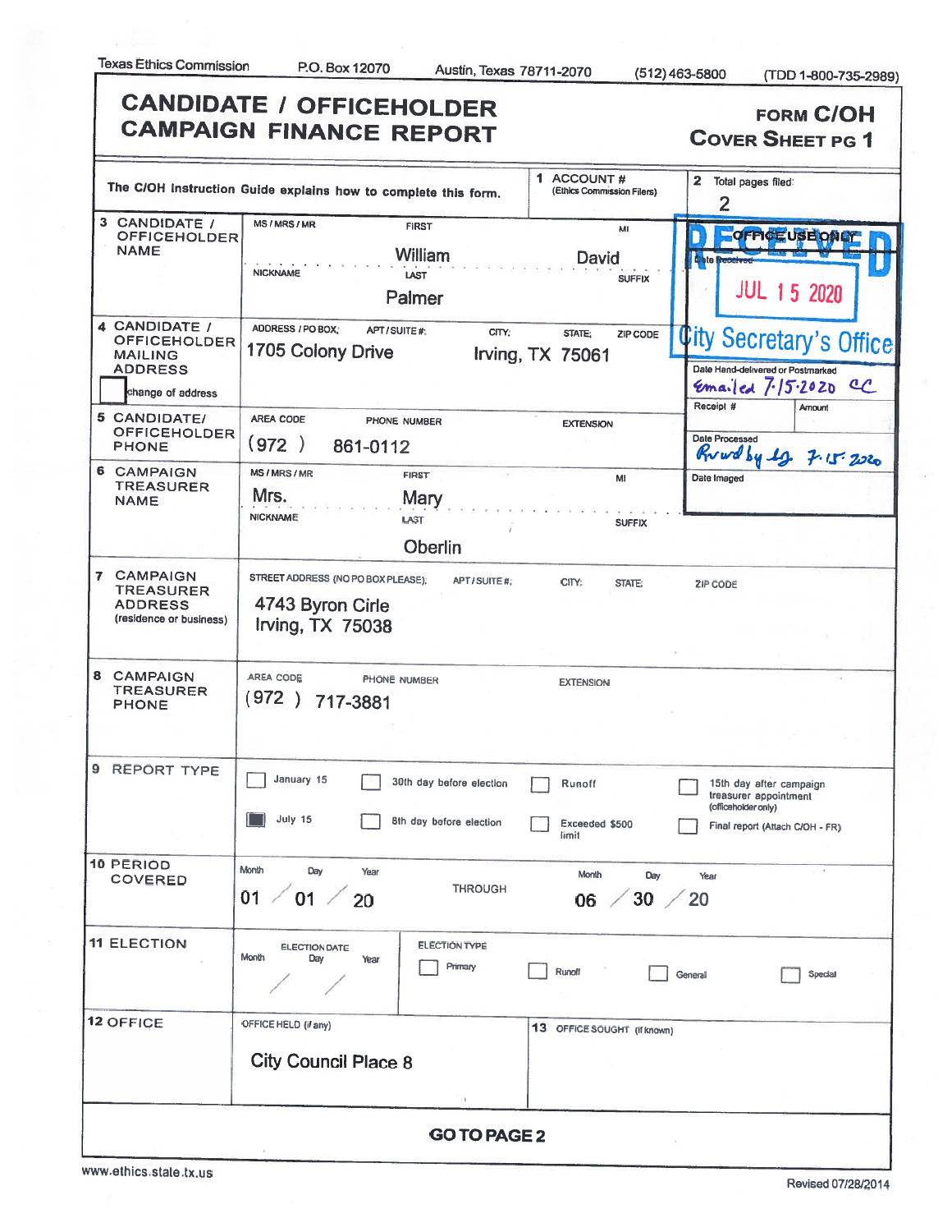Texas Ethics Commission P.O. Box 12070 Austin, Texas 78711-2070 (512) 463-5800 (TDD 1-800-735-2989)

# CANDIDATE / OFFICEHOLDER CAMPAIGN FINANCE REPORT

**FORM C/OH COVER SHEET PG 1**

The C/OH Instruction Guide explains how to complete this form.

| | | |
|---|---|---|
| **1 ACCOUNT #** (Ethics Commission Filers) | | **2 Total pages filed:** 2 |

| Field | Details |
|---|---|
| **3 CANDIDATE / OFFICEHOLDER NAME** | MS / MRS / MR: — FIRST: William MI: David NICKNAME: — LAST: Palmer SUFFIX: — |
| **4 CANDIDATE / OFFICEHOLDER MAILING ADDRESS** ☐ change of address | ADDRESS / PO BOX: 1705 Colony Drive APT / SUITE #: — CITY: Irving STATE: TX ZIP CODE: 75061 |
| **5 CANDIDATE / OFFICEHOLDER PHONE** | AREA CODE: (972) PHONE NUMBER: 861-0112 EXTENSION: — |
| **6 CAMPAIGN TREASURER NAME** | MS / MRS / MR: Mrs. FIRST: Mary MI: — NICKNAME: — LAST: Oberlin SUFFIX: — |
| **7 CAMPAIGN TREASURER ADDRESS** (residence or business) | STREET ADDRESS (NO PO BOX PLEASE): 4743 Byron Cirle, Irving, TX 75038 |
| **8 CAMPAIGN TREASURER PHONE** | AREA CODE: (972) PHONE NUMBER: 717-3881 EXTENSION: — |

**OFFICE USE ONLY**

RECEIVED
Date Received: JUL 15 2020
City Secretary's Office

Date Hand-delivered or Postmarked: Emailed 7-15-2020 CC

Receipt #: Amount:

Date Processed: Rvwd by lg 7-15-2020

Date Imaged:

**9 REPORT TYPE**

- ☐ January 15
- ☒ July 15
- ☐ 30th day before election
- ☐ 8th day before election
- ☐ Runoff
- ☐ Exceeded $500 limit
- ☐ 15th day after campaign treasurer appointment (officeholder only)
- ☐ Final report (Attach C/OH - FR)

**10 PERIOD COVERED**

Month/Day/Year: 01 / 01 / 20 THROUGH 06 / 30 / 20

**11 ELECTION**

ELECTION DATE (Month / Day / Year): / /

ELECTION TYPE: ☐ Primary ☐ Runoff ☐ General ☐ Special

**12 OFFICE**

OFFICE HELD (if any): City Council Place 8

**13 OFFICE SOUGHT** (if known):

**GO TO PAGE 2**

www.ethics.state.tx.us

Revised 07/28/2014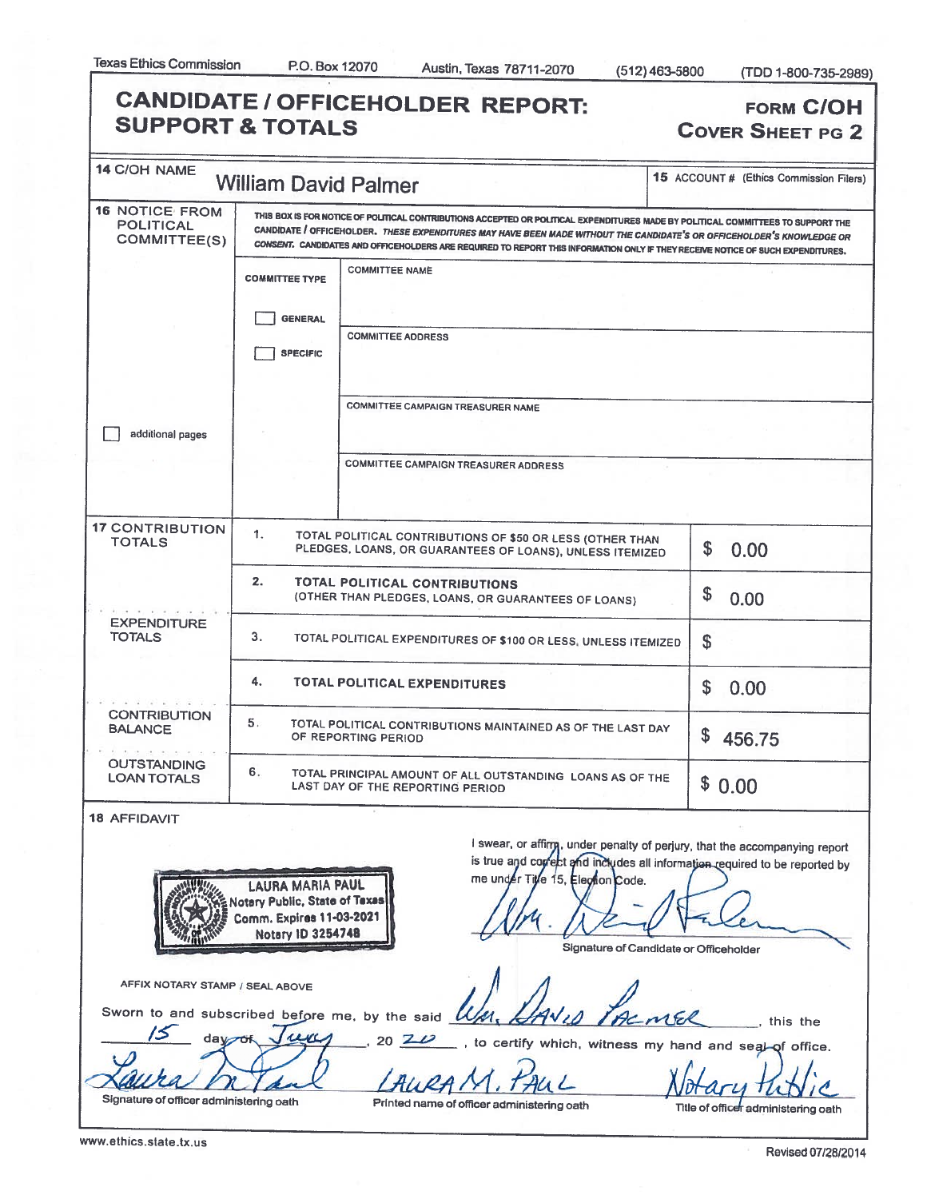Texas Ethics Commission P.O. Box 12070 Austin, Texas 78711-2070 (512) 463-5800 (TDD 1-800-735-2989)

# CANDIDATE / OFFICEHOLDER REPORT: SUPPORT & TOTALS

**FORM C/OH**
**COVER SHEET PG 2**

**14** C/OH NAME: William David Palmer

**15** ACCOUNT # (Ethics Commission Filers)

**16** NOTICE FROM POLITICAL COMMITTEE(S)

THIS BOX IS FOR NOTICE OF POLITICAL CONTRIBUTIONS ACCEPTED OR POLITICAL EXPENDITURES MADE BY POLITICAL COMMITTEES TO SUPPORT THE CANDIDATE / OFFICEHOLDER. *THESE EXPENDITURES MAY HAVE BEEN MADE WITHOUT THE CANDIDATE'S OR OFFICEHOLDER'S KNOWLEDGE OR CONSENT.* CANDIDATES AND OFFICEHOLDERS ARE REQUIRED TO REPORT THIS INFORMATION ONLY IF THEY RECEIVE NOTICE OF SUCH EXPENDITURES.

COMMITTEE TYPE: ☐ GENERAL ☐ SPECIFIC

COMMITTEE NAME:

COMMITTEE ADDRESS:

COMMITTEE CAMPAIGN TREASURER NAME:

COMMITTEE CAMPAIGN TREASURER ADDRESS:

☐ additional pages

| | | | |
|---|---|---|---|
| **17** CONTRIBUTION TOTALS | 1. | TOTAL POLITICAL CONTRIBUTIONS OF $50 OR LESS (OTHER THAN PLEDGES, LOANS, OR GUARANTEES OF LOANS), UNLESS ITEMIZED | $ 0.00 |
| | 2. | TOTAL POLITICAL CONTRIBUTIONS (OTHER THAN PLEDGES, LOANS, OR GUARANTEES OF LOANS) | $ 0.00 |
| EXPENDITURE TOTALS | 3. | TOTAL POLITICAL EXPENDITURES OF $100 OR LESS, UNLESS ITEMIZED | $ |
| | 4. | TOTAL POLITICAL EXPENDITURES | $ 0.00 |
| CONTRIBUTION BALANCE | 5. | TOTAL POLITICAL CONTRIBUTIONS MAINTAINED AS OF THE LAST DAY OF REPORTING PERIOD | $ 456.75 |
| OUTSTANDING LOAN TOTALS | 6. | TOTAL PRINCIPAL AMOUNT OF ALL OUTSTANDING LOANS AS OF THE LAST DAY OF THE REPORTING PERIOD | $ 0.00 |

**18** AFFIDAVIT

LAURA MARIA PAUL
Notary Public, State of Texas
Comm. Expires 11-03-2021
Notary ID 3254748

I swear, or affirm, under penalty of perjury, that the accompanying report is true and correct and includes all information required to be reported by me under Title 15, Election Code.

[Signature] Signature of Candidate or Officeholder

AFFIX NOTARY STAMP / SEAL ABOVE

Sworn to and subscribed before me, by the said Wm. David Palmer, this the 15 day of July, 20 20, to certify which, witness my hand and seal of office.

[Signature] Signature of officer administering oath | LAURA M. PAUL Printed name of officer administering oath | Notary Public Title of officer administering oath

www.ethics.state.tx.us

Revised 07/28/2014